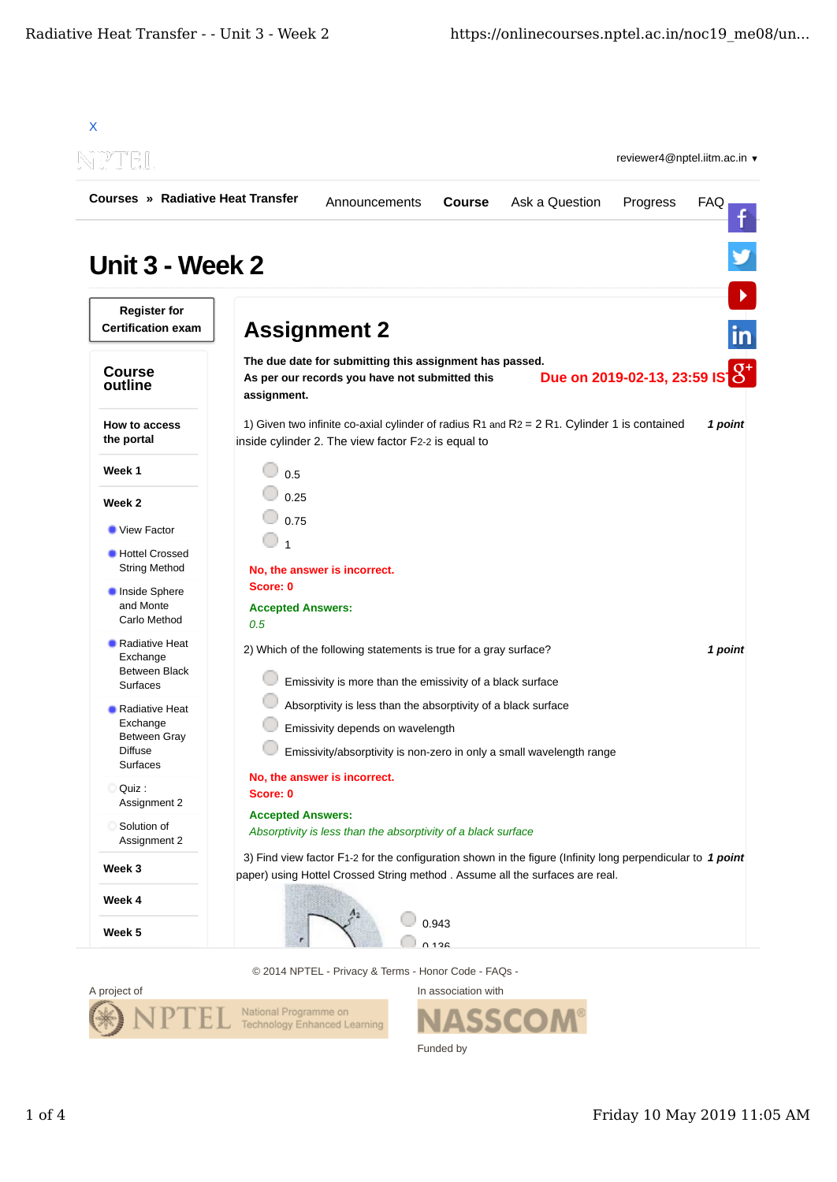X

reviewer4@nptel.iitm.ac.in ▾

**Courses** » **Radiative Heat Transfer**

Announcements **Course** Ask a Question Progress FAQ

# Unit 3 - Week 2

**Register for Certification exam**

## Course outline

**How to access the portal**

**Week 1**

**Week 2**

- View Factor
- Hottel Crossed String Method
- Inside Sphere and Monte Carlo Method
- Radiative Heat Exchange Between Black Surfaces
- Radiative Heat Exchange Between Gray Diffuse Surfaces
- Quiz : Assignment 2
- Solution of Assignment 2

**Week 3**

**Week 4**

**Week 5**

## Assignment 2

**The due date for submitting this assignment has passed.**
**As per our records you have not submitted this assignment.**

**Due on 2019-02-13, 23:59 IST**

1) Given two infinite co-axial cylinder of radius $R_1$ and $R_2 = 2\ R_1$. Cylinder 1 is contained inside cylinder 2. The view factor $F_{2-2}$ is equal to *1 point*

- 0.5
- 0.25
- 0.75
- 1

**No, the answer is incorrect.**
**Score: 0**

**Accepted Answers:**
*0.5*

2) Which of the following statements is true for a gray surface? *1 point*

- Emissivity is more than the emissivity of a black surface
- Absorptivity is less than the absorptivity of a black surface
- Emissivity depends on wavelength
- Emissivity/absorptivity is non-zero in only a small wavelength range

**No, the answer is incorrect.**
**Score: 0**

**Accepted Answers:**
*Absorptivity is less than the absorptivity of a black surface*

3) Find view factor $F_{1-2}$ for the configuration shown in the figure (Infinity long perpendicular to paper) using Hottel Crossed String method . Assume all the surfaces are real. *1 point*

- 0.943
- 0.136

© 2014 NPTEL - Privacy & Terms - Honor Code - FAQs -

A project of

In association with

Funded by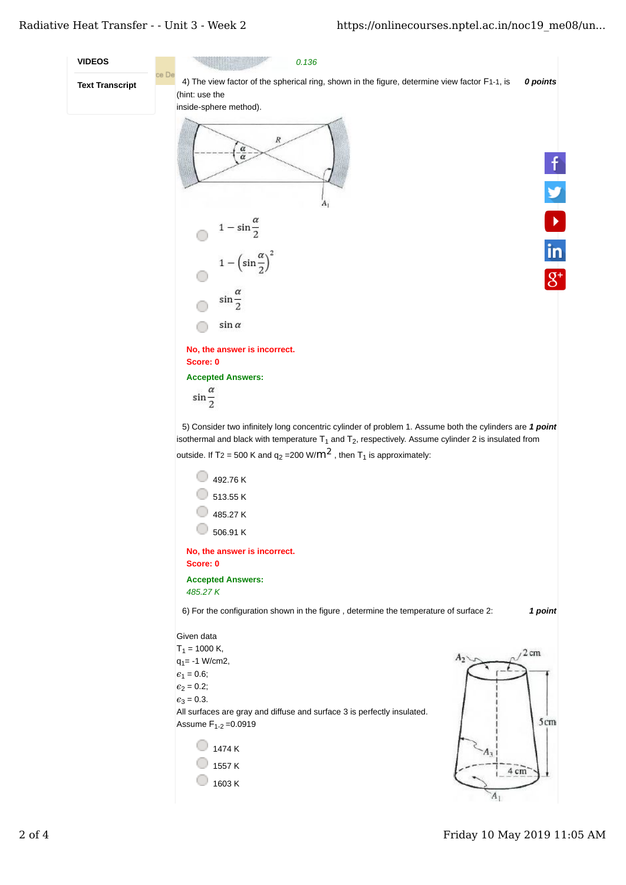VIDEOS

Text Transcript

0.136

4) The view factor of the spherical ring, shown in the figure, determine view factor $F_{1-1}$, is (hint: use the inside-sphere method). **0 points**

$1-\sin\frac{\alpha}{2}$

$1-\left(\sin\frac{\alpha}{2}\right)^2$

$\sin\frac{\alpha}{2}$

$\sin\alpha$

**No, the answer is incorrect.**
**Score: 0**

**Accepted Answers:**

$\sin\frac{\alpha}{2}$

5) Consider two infinitely long concentric cylinder of problem 1. Assume both the cylinders are isothermal and black with temperature $T_1$ and $T_2$, respectively. Assume cylinder 2 is insulated from outside. If $T_2$ = 500 K and $q_2$ =200 W/$m^2$ , then $T_1$ is approximately: ***1 point***

492.76 K

513.55 K

485.27 K

506.91 K

**No, the answer is incorrect.**
**Score: 0**

**Accepted Answers:**

*485.27 K*

6) For the configuration shown in the figure , determine the temperature of surface 2: ***1 point***

Given data
$T_1$ = 1000 K,
$q_1$= -1 W/cm2,
$\epsilon_1$ = 0.6;
$\epsilon_2$ = 0.2;
$\epsilon_3$ = 0.3.
All surfaces are gray and diffuse and surface 3 is perfectly insulated.
Assume $F_{1-2}$ =0.0919

1474 K

1557 K

1603 K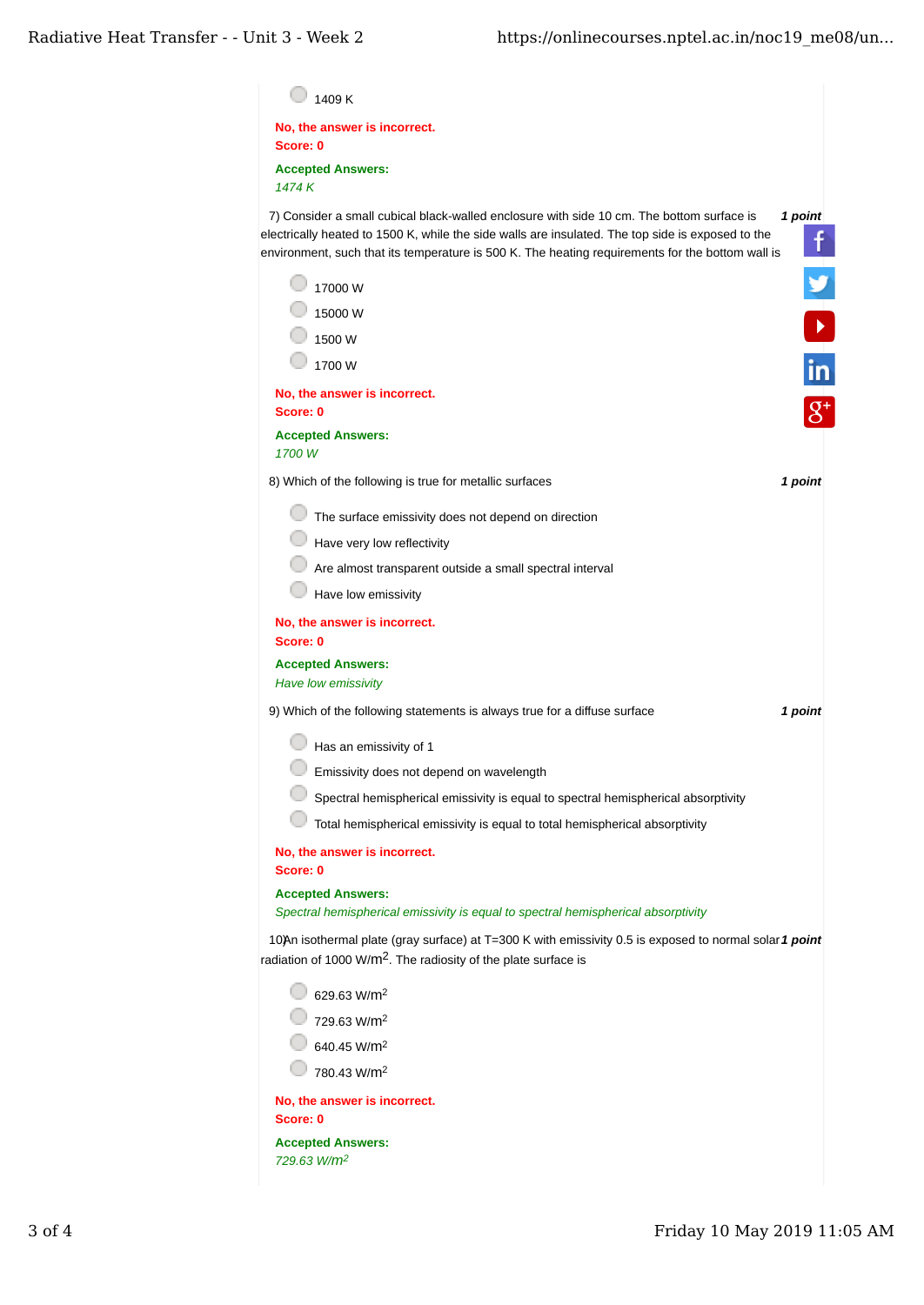- 1409 K

**No, the answer is incorrect.**
**Score: 0**

**Accepted Answers:**
*1474 K*

7) Consider a small cubical black-walled enclosure with side 10 cm. The bottom surface is electrically heated to 1500 K, while the side walls are insulated. The top side is exposed to the environment, such that its temperature is 500 K. The heating requirements for the bottom wall is **1 point**

- 17000 W
- 15000 W
- 1500 W
- 1700 W

**No, the answer is incorrect.**
**Score: 0**

**Accepted Answers:**
*1700 W*

8) Which of the following is true for metallic surfaces **1 point**

- The surface emissivity does not depend on direction
- Have very low reflectivity
- Are almost transparent outside a small spectral interval
- Have low emissivity

**No, the answer is incorrect.**
**Score: 0**

**Accepted Answers:**
*Have low emissivity*

9) Which of the following statements is always true for a diffuse surface **1 point**

- Has an emissivity of 1
- Emissivity does not depend on wavelength
- Spectral hemispherical emissivity is equal to spectral hemispherical absorptivity
- Total hemispherical emissivity is equal to total hemispherical absorptivity

**No, the answer is incorrect.**
**Score: 0**

**Accepted Answers:**
*Spectral hemispherical emissivity is equal to spectral hemispherical absorptivity*

10) An isothermal plate (gray surface) at T=300 K with emissivity 0.5 is exposed to normal solar radiation of 1000 W/$m^2$. The radiosity of the plate surface is **1 point**

- 629.63 W/$m^2$
- 729.63 W/$m^2$
- 640.45 W/$m^2$
- 780.43 W/$m^2$

**No, the answer is incorrect.**
**Score: 0**

**Accepted Answers:**
*729.63 W/$m^2$*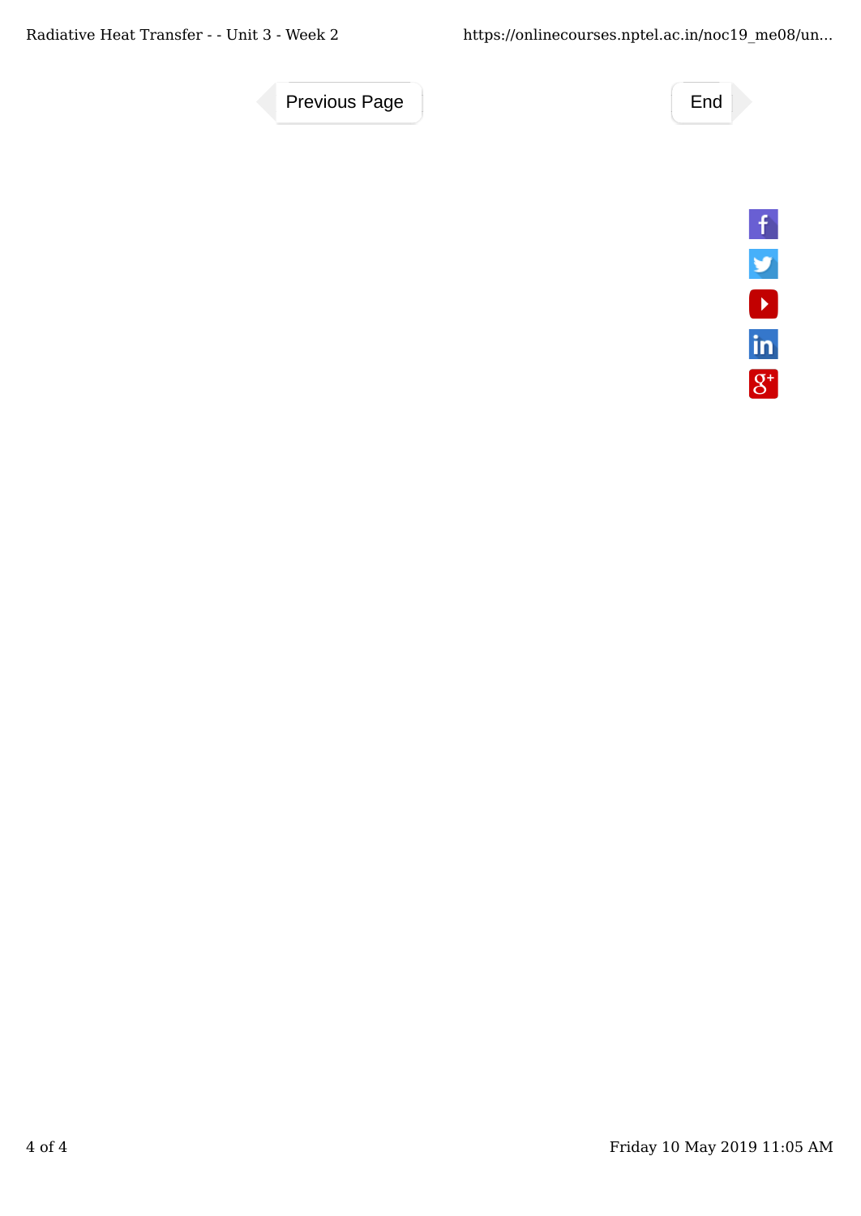Previous Page

End